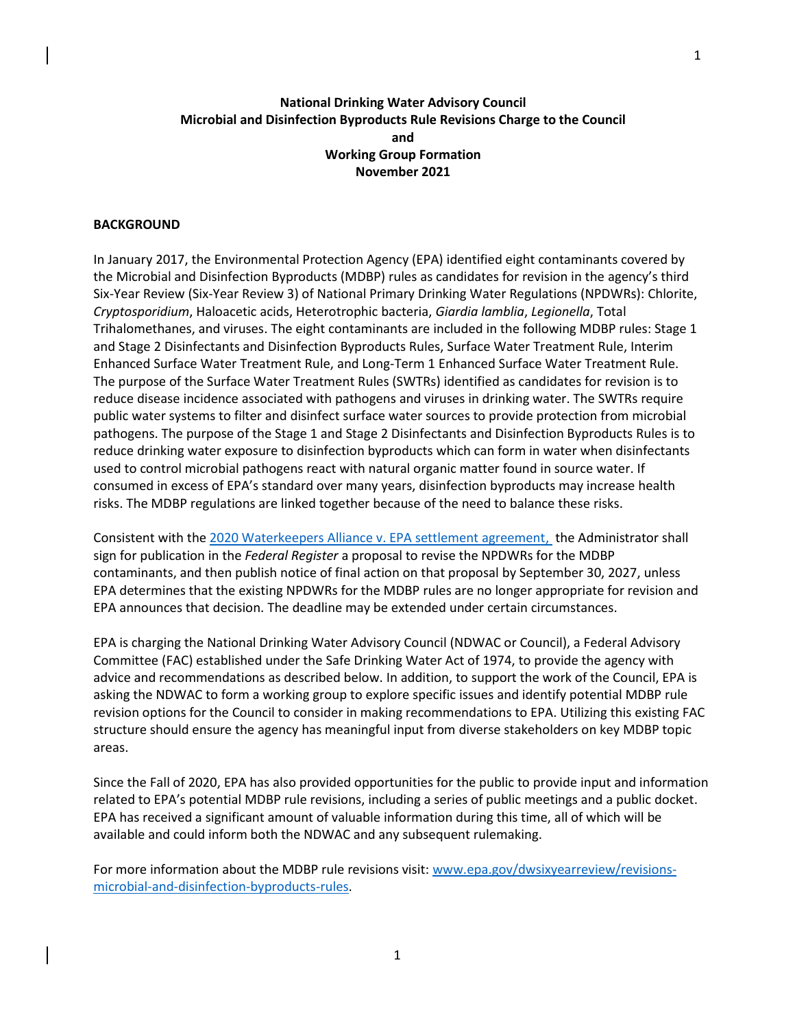**National Drinking Water Advisory Council**
**Microbial and Disinfection Byproducts Rule Revisions Charge to the Council**
**and**
**Working Group Formation**
**November 2021**

## BACKGROUND

In January 2017, the Environmental Protection Agency (EPA) identified eight contaminants covered by the Microbial and Disinfection Byproducts (MDBP) rules as candidates for revision in the agency's third Six-Year Review (Six-Year Review 3) of National Primary Drinking Water Regulations (NPDWRs): Chlorite, *Cryptosporidium*, Haloacetic acids, Heterotrophic bacteria, *Giardia lamblia*, *Legionella*, Total Trihalomethanes, and viruses. The eight contaminants are included in the following MDBP rules: Stage 1 and Stage 2 Disinfectants and Disinfection Byproducts Rules, Surface Water Treatment Rule, Interim Enhanced Surface Water Treatment Rule, and Long-Term 1 Enhanced Surface Water Treatment Rule. The purpose of the Surface Water Treatment Rules (SWTRs) identified as candidates for revision is to reduce disease incidence associated with pathogens and viruses in drinking water. The SWTRs require public water systems to filter and disinfect surface water sources to provide protection from microbial pathogens. The purpose of the Stage 1 and Stage 2 Disinfectants and Disinfection Byproducts Rules is to reduce drinking water exposure to disinfection byproducts which can form in water when disinfectants used to control microbial pathogens react with natural organic matter found in source water. If consumed in excess of EPA's standard over many years, disinfection byproducts may increase health risks. The MDBP regulations are linked together because of the need to balance these risks.

Consistent with the [2020 Waterkeepers Alliance v. EPA settlement agreement,](#) the Administrator shall sign for publication in the *Federal Register* a proposal to revise the NPDWRs for the MDBP contaminants, and then publish notice of final action on that proposal by September 30, 2027, unless EPA determines that the existing NPDWRs for the MDBP rules are no longer appropriate for revision and EPA announces that decision. The deadline may be extended under certain circumstances.

EPA is charging the National Drinking Water Advisory Council (NDWAC or Council), a Federal Advisory Committee (FAC) established under the Safe Drinking Water Act of 1974, to provide the agency with advice and recommendations as described below. In addition, to support the work of the Council, EPA is asking the NDWAC to form a working group to explore specific issues and identify potential MDBP rule revision options for the Council to consider in making recommendations to EPA. Utilizing this existing FAC structure should ensure the agency has meaningful input from diverse stakeholders on key MDBP topic areas.

Since the Fall of 2020, EPA has also provided opportunities for the public to provide input and information related to EPA's potential MDBP rule revisions, including a series of public meetings and a public docket. EPA has received a significant amount of valuable information during this time, all of which will be available and could inform both the NDWAC and any subsequent rulemaking.

For more information about the MDBP rule revisions visit: [www.epa.gov/dwsixyearreview/revisions-microbial-and-disinfection-byproducts-rules](http://www.epa.gov/dwsixyearreview/revisions-microbial-and-disinfection-byproducts-rules).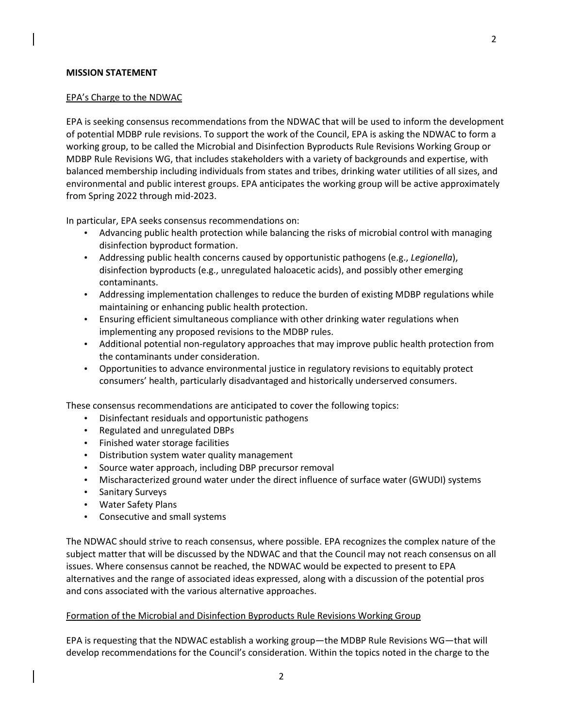## MISSION STATEMENT

EPA's Charge to the NDWAC

EPA is seeking consensus recommendations from the NDWAC that will be used to inform the development of potential MDBP rule revisions. To support the work of the Council, EPA is asking the NDWAC to form a working group, to be called the Microbial and Disinfection Byproducts Rule Revisions Working Group or MDBP Rule Revisions WG, that includes stakeholders with a variety of backgrounds and expertise, with balanced membership including individuals from states and tribes, drinking water utilities of all sizes, and environmental and public interest groups. EPA anticipates the working group will be active approximately from Spring 2022 through mid-2023.

In particular, EPA seeks consensus recommendations on:

- Advancing public health protection while balancing the risks of microbial control with managing disinfection byproduct formation.
- Addressing public health concerns caused by opportunistic pathogens (e.g., *Legionella*), disinfection byproducts (e.g., unregulated haloacetic acids), and possibly other emerging contaminants.
- Addressing implementation challenges to reduce the burden of existing MDBP regulations while maintaining or enhancing public health protection.
- Ensuring efficient simultaneous compliance with other drinking water regulations when implementing any proposed revisions to the MDBP rules.
- Additional potential non-regulatory approaches that may improve public health protection from the contaminants under consideration.
- Opportunities to advance environmental justice in regulatory revisions to equitably protect consumers' health, particularly disadvantaged and historically underserved consumers.

These consensus recommendations are anticipated to cover the following topics:

- Disinfectant residuals and opportunistic pathogens
- Regulated and unregulated DBPs
- Finished water storage facilities
- Distribution system water quality management
- Source water approach, including DBP precursor removal
- Mischaracterized ground water under the direct influence of surface water (GWUDI) systems
- Sanitary Surveys
- Water Safety Plans
- Consecutive and small systems

The NDWAC should strive to reach consensus, where possible. EPA recognizes the complex nature of the subject matter that will be discussed by the NDWAC and that the Council may not reach consensus on all issues. Where consensus cannot be reached, the NDWAC would be expected to present to EPA alternatives and the range of associated ideas expressed, along with a discussion of the potential pros and cons associated with the various alternative approaches.

Formation of the Microbial and Disinfection Byproducts Rule Revisions Working Group

EPA is requesting that the NDWAC establish a working group—the MDBP Rule Revisions WG—that will develop recommendations for the Council's consideration. Within the topics noted in the charge to the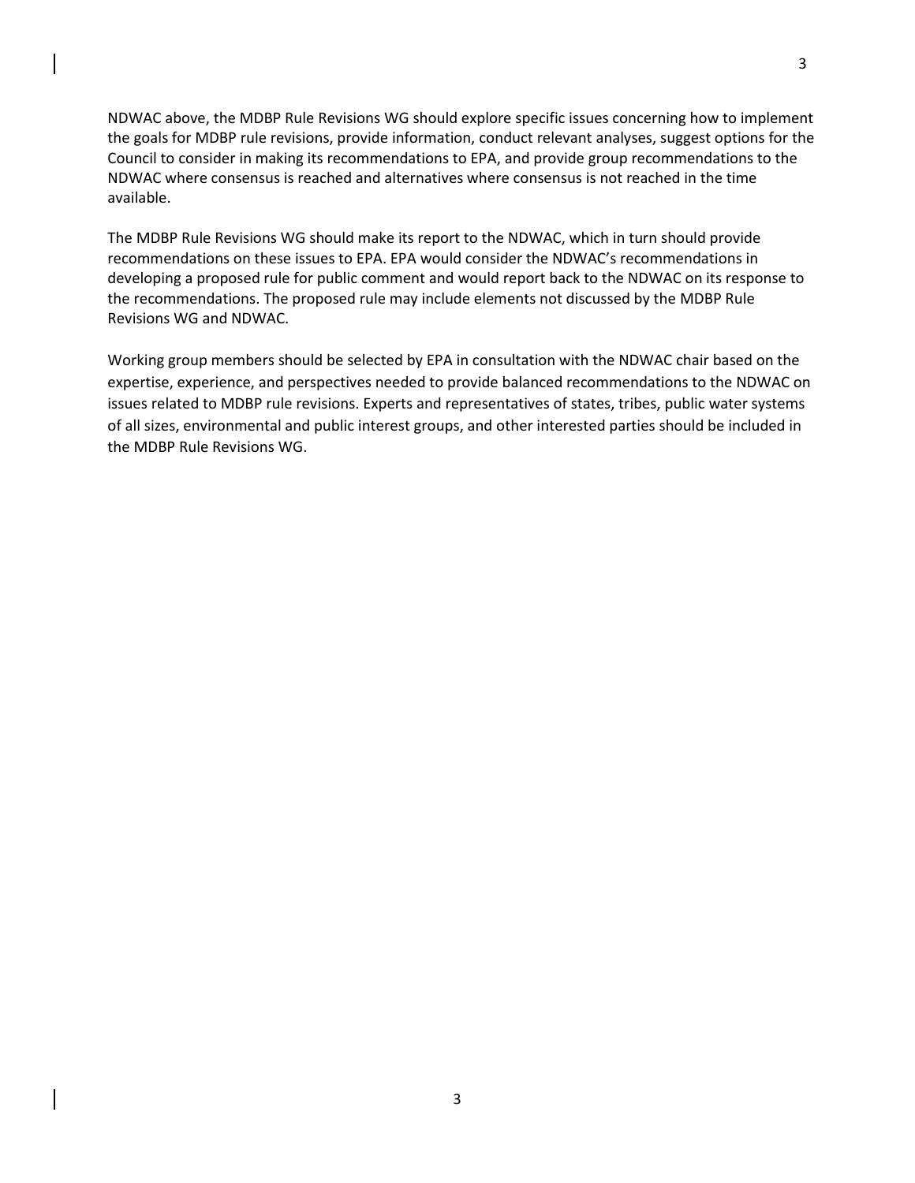NDWAC above, the MDBP Rule Revisions WG should explore specific issues concerning how to implement the goals for MDBP rule revisions, provide information, conduct relevant analyses, suggest options for the Council to consider in making its recommendations to EPA, and provide group recommendations to the NDWAC where consensus is reached and alternatives where consensus is not reached in the time available.

The MDBP Rule Revisions WG should make its report to the NDWAC, which in turn should provide recommendations on these issues to EPA. EPA would consider the NDWAC's recommendations in developing a proposed rule for public comment and would report back to the NDWAC on its response to the recommendations. The proposed rule may include elements not discussed by the MDBP Rule Revisions WG and NDWAC.

Working group members should be selected by EPA in consultation with the NDWAC chair based on the expertise, experience, and perspectives needed to provide balanced recommendations to the NDWAC on issues related to MDBP rule revisions. Experts and representatives of states, tribes, public water systems of all sizes, environmental and public interest groups, and other interested parties should be included in the MDBP Rule Revisions WG.